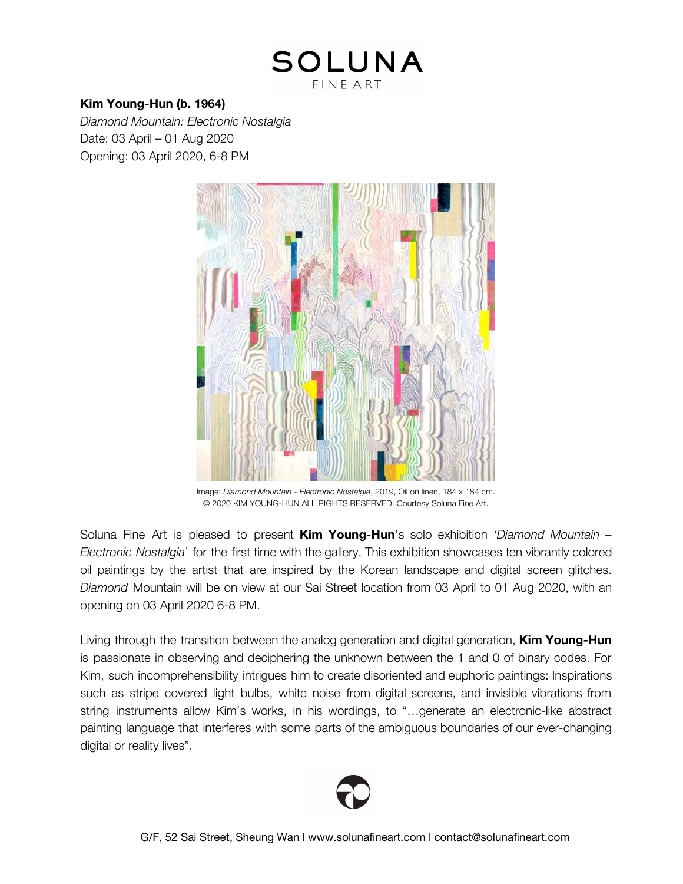# SOLUNA
FINE ART

**Kim Young-Hun (b. 1964)**
*Diamond Mountain: Electronic Nostalgia*
Date: 03 April – 01 Aug 2020
Opening: 03 April 2020, 6-8 PM

Image: *Diamond Mountain - Electronic Nostalgia*, 2019, Oil on linen, 184 x 184 cm.
© 2020 KIM YOUNG-HUN ALL RIGHTS RESERVED. Courtesy Soluna Fine Art.

Soluna Fine Art is pleased to present **Kim Young-Hun**'s solo exhibition *'Diamond Mountain – Electronic Nostalgia'* for the first time with the gallery. This exhibition showcases ten vibrantly colored oil paintings by the artist that are inspired by the Korean landscape and digital screen glitches. *Diamond* Mountain will be on view at our Sai Street location from 03 April to 01 Aug 2020, with an opening on 03 April 2020 6-8 PM.

Living through the transition between the analog generation and digital generation, **Kim Young-Hun** is passionate in observing and deciphering the unknown between the 1 and 0 of binary codes. For Kim, such incomprehensibility intrigues him to create disoriented and euphoric paintings: Inspirations such as stripe covered light bulbs, white noise from digital screens, and invisible vibrations from string instruments allow Kim's works, in his wordings, to "…generate an electronic-like abstract painting language that interferes with some parts of the ambiguous boundaries of our ever-changing digital or reality lives".

G/F, 52 Sai Street, Sheung Wan I www.solunafineart.com I contact@solunafineart.com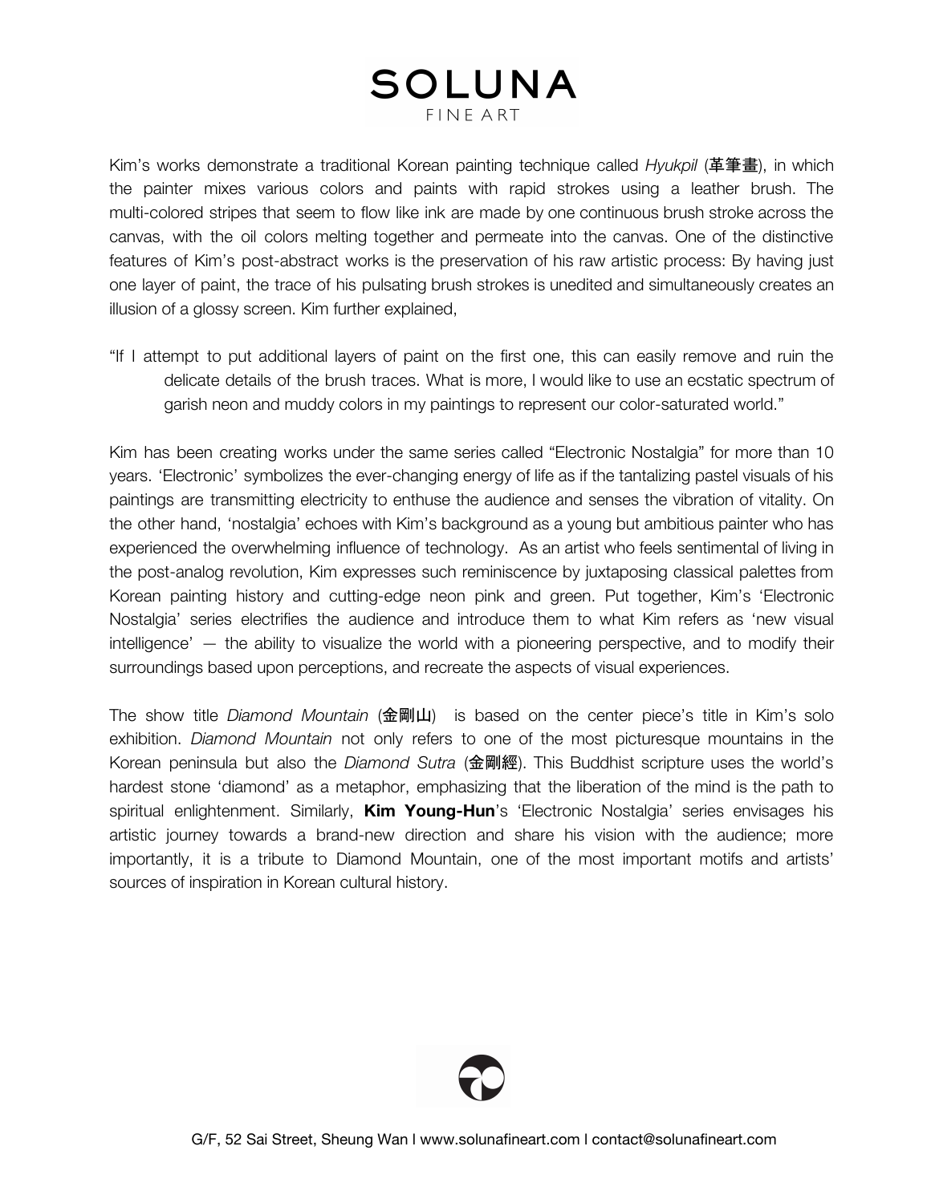Kim's works demonstrate a traditional Korean painting technique called *Hyukpil* (革筆畫), in which the painter mixes various colors and paints with rapid strokes using a leather brush. The multi-colored stripes that seem to flow like ink are made by one continuous brush stroke across the canvas, with the oil colors melting together and permeate into the canvas. One of the distinctive features of Kim's post-abstract works is the preservation of his raw artistic process: By having just one layer of paint, the trace of his pulsating brush strokes is unedited and simultaneously creates an illusion of a glossy screen. Kim further explained,

> "If I attempt to put additional layers of paint on the first one, this can easily remove and ruin the delicate details of the brush traces. What is more, I would like to use an ecstatic spectrum of garish neon and muddy colors in my paintings to represent our color-saturated world."

Kim has been creating works under the same series called "Electronic Nostalgia" for more than 10 years. 'Electronic' symbolizes the ever-changing energy of life as if the tantalizing pastel visuals of his paintings are transmitting electricity to enthuse the audience and senses the vibration of vitality. On the other hand, 'nostalgia' echoes with Kim's background as a young but ambitious painter who has experienced the overwhelming influence of technology. As an artist who feels sentimental of living in the post-analog revolution, Kim expresses such reminiscence by juxtaposing classical palettes from Korean painting history and cutting-edge neon pink and green. Put together, Kim's 'Electronic Nostalgia' series electrifies the audience and introduce them to what Kim refers as 'new visual intelligence' — the ability to visualize the world with a pioneering perspective, and to modify their surroundings based upon perceptions, and recreate the aspects of visual experiences.

The show title *Diamond Mountain* (金剛山) is based on the center piece's title in Kim's solo exhibition. *Diamond Mountain* not only refers to one of the most picturesque mountains in the Korean peninsula but also the *Diamond Sutra* (金剛經). This Buddhist scripture uses the world's hardest stone 'diamond' as a metaphor, emphasizing that the liberation of the mind is the path to spiritual enlightenment. Similarly, **Kim Young-Hun**'s 'Electronic Nostalgia' series envisages his artistic journey towards a brand-new direction and share his vision with the audience; more importantly, it is a tribute to Diamond Mountain, one of the most important motifs and artists' sources of inspiration in Korean cultural history.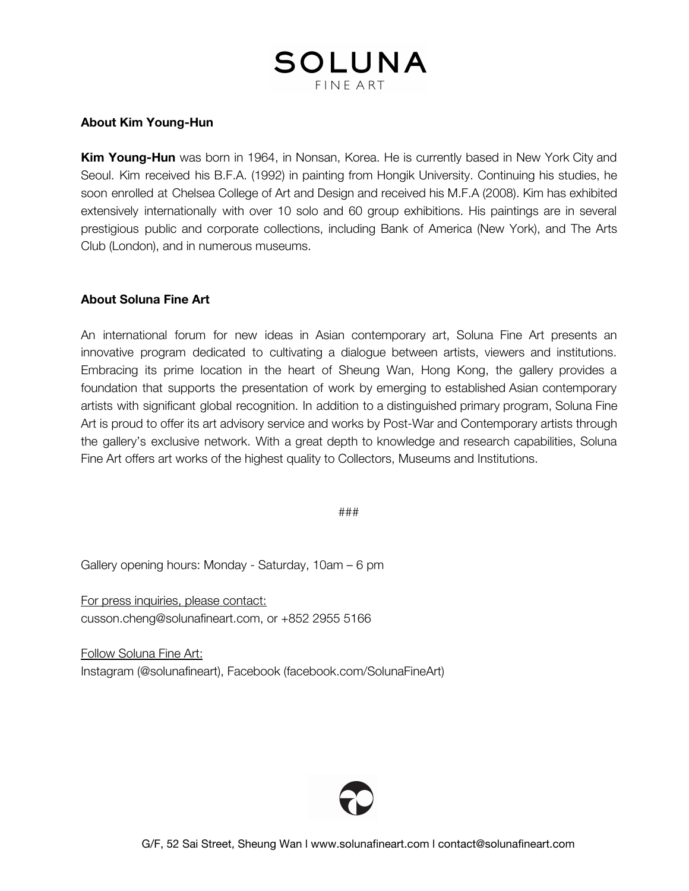SOLUNA
FINE ART

**About Kim Young-Hun**

**Kim Young-Hun** was born in 1964, in Nonsan, Korea. He is currently based in New York City and Seoul. Kim received his B.F.A. (1992) in painting from Hongik University. Continuing his studies, he soon enrolled at Chelsea College of Art and Design and received his M.F.A (2008). Kim has exhibited extensively internationally with over 10 solo and 60 group exhibitions. His paintings are in several prestigious public and corporate collections, including Bank of America (New York), and The Arts Club (London), and in numerous museums.

**About Soluna Fine Art**

An international forum for new ideas in Asian contemporary art, Soluna Fine Art presents an innovative program dedicated to cultivating a dialogue between artists, viewers and institutions. Embracing its prime location in the heart of Sheung Wan, Hong Kong, the gallery provides a foundation that supports the presentation of work by emerging to established Asian contemporary artists with significant global recognition. In addition to a distinguished primary program, Soluna Fine Art is proud to offer its art advisory service and works by Post-War and Contemporary artists through the gallery's exclusive network. With a great depth to knowledge and research capabilities, Soluna Fine Art offers art works of the highest quality to Collectors, Museums and Institutions.

###

Gallery opening hours: Monday - Saturday, 10am – 6 pm

For press inquiries, please contact:
cusson.cheng@solunafineart.com, or +852 2955 5166

Follow Soluna Fine Art:
Instagram (@solunafineart), Facebook (facebook.com/SolunaFineArt)

G/F, 52 Sai Street, Sheung Wan l www.solunafineart.com l contact@solunafineart.com